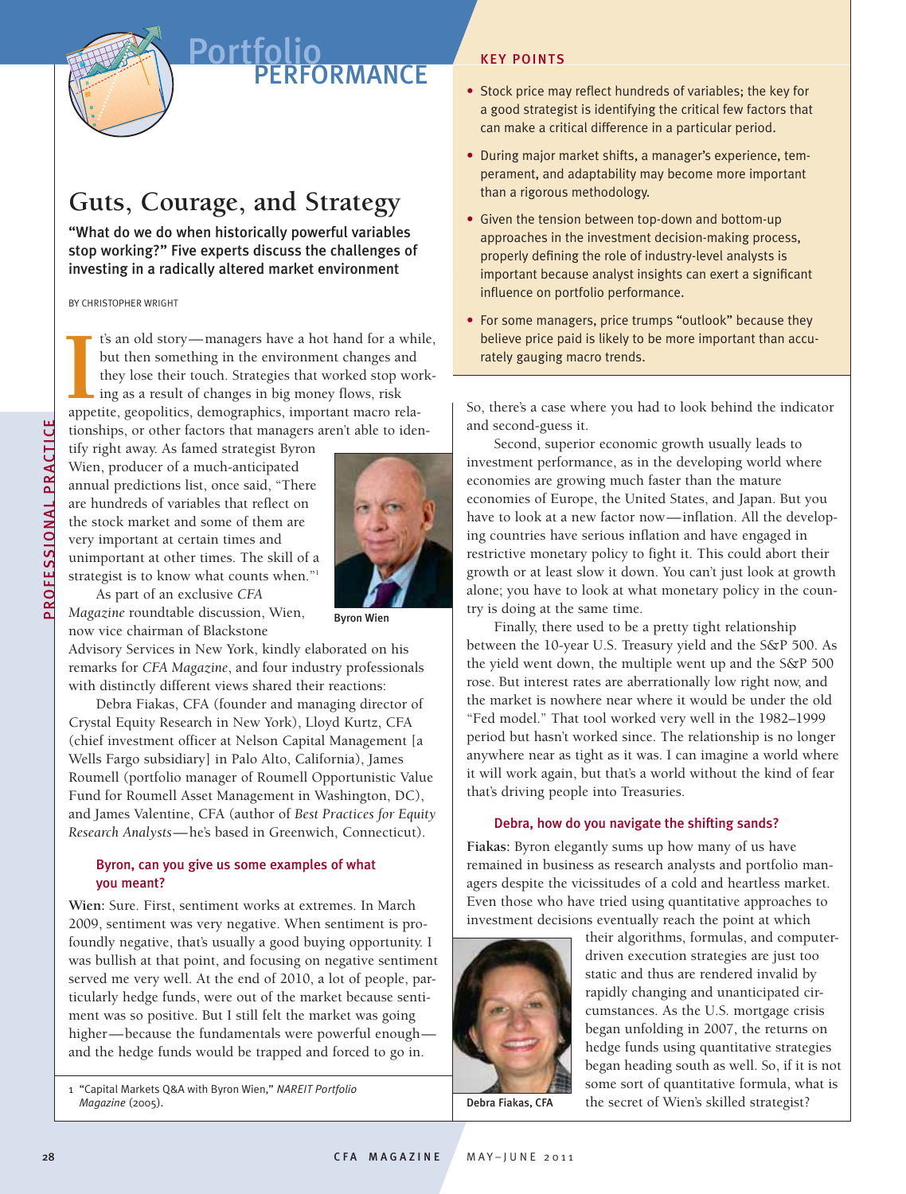# Guts, Courage, and Strategy

**"What do we do when historically powerful variables stop working?" Five experts discuss the challenges of investing in a radically altered market environment**

BY CHRISTOPHER WRIGHT

## KEY POINTS

- Stock price may reflect hundreds of variables; the key for a good strategist is identifying the critical few factors that can make a critical difference in a particular period.
- During major market shifts, a manager's experience, temperament, and adaptability may become more important than a rigorous methodology.
- Given the tension between top-down and bottom-up approaches in the investment decision-making process, properly defining the role of industry-level analysts is important because analyst insights can exert a significant influence on portfolio performance.
- For some managers, price trumps "outlook" because they believe price paid is likely to be more important than accurately gauging macro trends.

It's an old story—managers have a hot hand for a while, but then something in the environment changes and they lose their touch. Strategies that worked stop working as a result of changes in big money flows, risk appetite, geopolitics, demographics, important macro relationships, or other factors that managers aren't able to identify right away. As famed strategist Byron Wien, producer of a much-anticipated annual predictions list, once said, "There are hundreds of variables that reflect on the stock market and some of them are very important at certain times and unimportant at other times. The skill of a strategist is to know what counts when."[1]

Byron Wien

As part of an exclusive *CFA Magazine* roundtable discussion, Wien, now vice chairman of Blackstone Advisory Services in New York, kindly elaborated on his remarks for *CFA Magazine*, and four industry professionals with distinctly different views shared their reactions:

Debra Fiakas, CFA (founder and managing director of Crystal Equity Research in New York), Lloyd Kurtz, CFA (chief investment officer at Nelson Capital Management [a Wells Fargo subsidiary] in Palo Alto, California), James Roumell (portfolio manager of Roumell Opportunistic Value Fund for Roumell Asset Management in Washington, DC), and James Valentine, CFA (author of *Best Practices for Equity Research Analysts*—he's based in Greenwich, Connecticut).

### Byron, can you give us some examples of what you meant?

**Wien:** Sure. First, sentiment works at extremes. In March 2009, sentiment was very negative. When sentiment is profoundly negative, that's usually a good buying opportunity. I was bullish at that point, and focusing on negative sentiment served me very well. At the end of 2010, a lot of people, particularly hedge funds, were out of the market because sentiment was so positive. But I still felt the market was going higher—because the fundamentals were powerful enough—and the hedge funds would be trapped and forced to go in. So, there's a case where you had to look behind the indicator and second-guess it.

Second, superior economic growth usually leads to investment performance, as in the developing world where economies are growing much faster than the mature economies of Europe, the United States, and Japan. But you have to look at a new factor now—inflation. All the developing countries have serious inflation and have engaged in restrictive monetary policy to fight it. This could abort their growth or at least slow it down. You can't just look at growth alone; you have to look at what monetary policy in the country is doing at the same time.

Finally, there used to be a pretty tight relationship between the 10-year U.S. Treasury yield and the S&P 500. As the yield went down, the multiple went up and the S&P 500 rose. But interest rates are aberrationally low right now, and the market is nowhere near where it would be under the old "Fed model." That tool worked very well in the 1982–1999 period but hasn't worked since. The relationship is no longer anywhere near as tight as it was. I can imagine a world where it will work again, but that's a world without the kind of fear that's driving people into Treasuries.

### Debra, how do you navigate the shifting sands?

**Fiakas:** Byron elegantly sums up how many of us have remained in business as research analysts and portfolio managers despite the vicissitudes of a cold and heartless market. Even those who have tried using quantitative approaches to investment decisions eventually reach the point at which their algorithms, formulas, and computer-driven execution strategies are just too static and thus are rendered invalid by rapidly changing and unanticipated circumstances. As the U.S. mortgage crisis began unfolding in 2007, the returns on hedge funds using quantitative strategies began heading south as well. So, if it is not some sort of quantitative formula, what is the secret of Wien's skilled strategist?

Debra Fiakas, CFA

1 "Capital Markets Q&A with Byron Wien," *NAREIT Portfolio Magazine* (2005).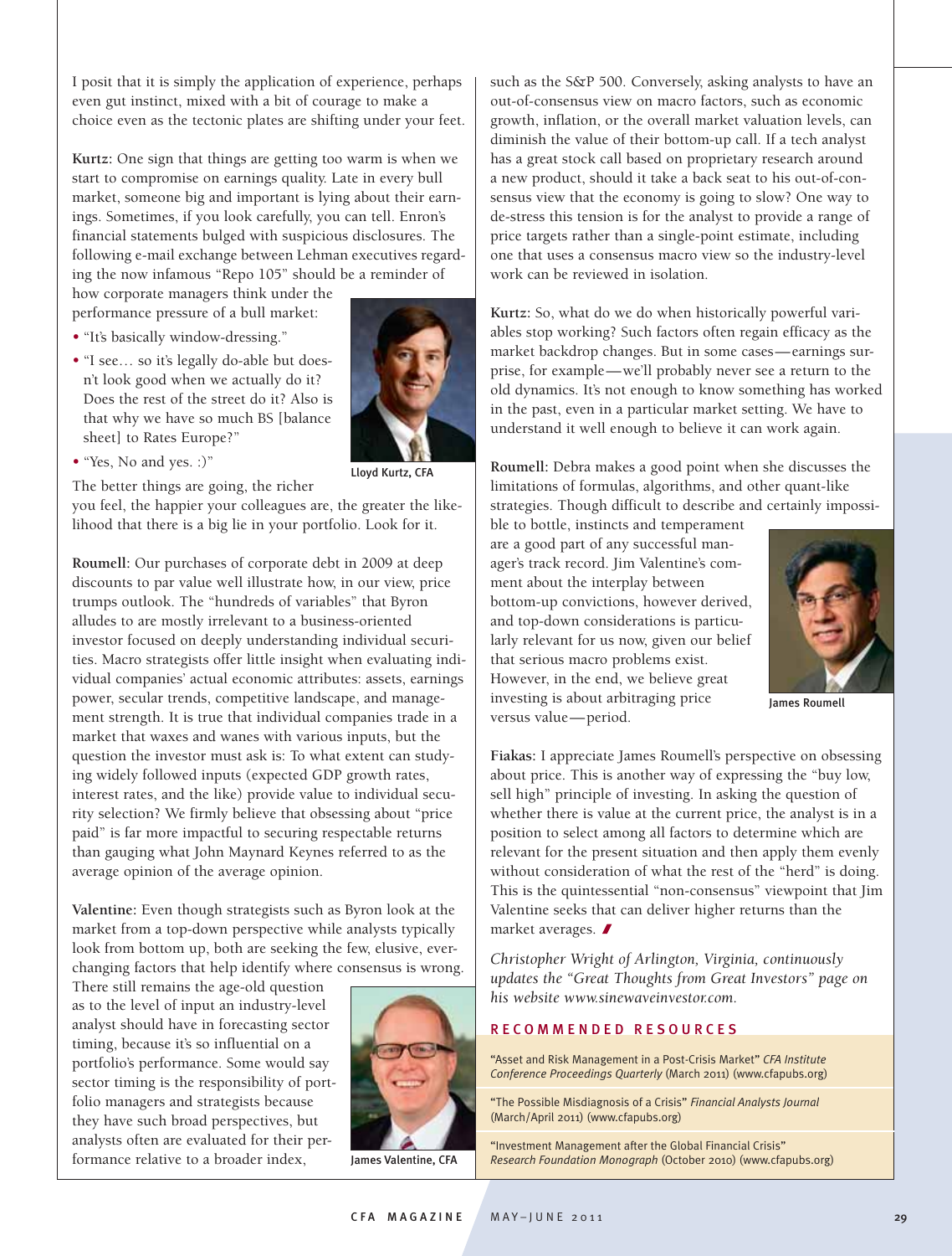I posit that it is simply the application of experience, perhaps even gut instinct, mixed with a bit of courage to make a choice even as the tectonic plates are shifting under your feet.

**Kurtz:** One sign that things are getting too warm is when we start to compromise on earnings quality. Late in every bull market, someone big and important is lying about their earnings. Sometimes, if you look carefully, you can tell. Enron's financial statements bulged with suspicious disclosures. The following e-mail exchange between Lehman executives regarding the now infamous "Repo 105" should be a reminder of how corporate managers think under the performance pressure of a bull market:

- "It's basically window-dressing."
- "I see… so it's legally do-able but doesn't look good when we actually do it? Does the rest of the street do it? Also is that why we have so much BS [balance sheet] to Rates Europe?"
- "Yes, No and yes. :)"

Lloyd Kurtz, CFA

The better things are going, the richer you feel, the happier your colleagues are, the greater the likelihood that there is a big lie in your portfolio. Look for it.

**Roumell:** Our purchases of corporate debt in 2009 at deep discounts to par value well illustrate how, in our view, price trumps outlook. The "hundreds of variables" that Byron alludes to are mostly irrelevant to a business-oriented investor focused on deeply understanding individual securities. Macro strategists offer little insight when evaluating individual companies' actual economic attributes: assets, earnings power, secular trends, competitive landscape, and management strength. It is true that individual companies trade in a market that waxes and wanes with various inputs, but the question the investor must ask is: To what extent can studying widely followed inputs (expected GDP growth rates, interest rates, and the like) provide value to individual security selection? We firmly believe that obsessing about "price paid" is far more impactful to securing respectable returns than gauging what John Maynard Keynes referred to as the average opinion of the average opinion.

**Valentine:** Even though strategists such as Byron look at the market from a top-down perspective while analysts typically look from bottom up, both are seeking the few, elusive, ever-changing factors that help identify where consensus is wrong. There still remains the age-old question as to the level of input an industry-level analyst should have in forecasting sector timing, because it's so influential on a portfolio's performance. Some would say sector timing is the responsibility of portfolio managers and strategists because they have such broad perspectives, but analysts often are evaluated for their performance relative to a broader index, such as the S&P 500. Conversely, asking analysts to have an out-of-consensus view on macro factors, such as economic growth, inflation, or the overall market valuation levels, can diminish the value of their bottom-up call. If a tech analyst has a great stock call based on proprietary research around a new product, should it take a back seat to his out-of-consensus view that the economy is going to slow? One way to de-stress this tension is for the analyst to provide a range of price targets rather than a single-point estimate, including one that uses a consensus macro view so the industry-level work can be reviewed in isolation.

James Valentine, CFA

**Kurtz:** So, what do we do when historically powerful variables stop working? Such factors often regain efficacy as the market backdrop changes. But in some cases—earnings surprise, for example—we'll probably never see a return to the old dynamics. It's not enough to know something has worked in the past, even in a particular market setting. We have to understand it well enough to believe it can work again.

**Roumell:** Debra makes a good point when she discusses the limitations of formulas, algorithms, and other quant-like strategies. Though difficult to describe and certainly impossible to bottle, instincts and temperament are a good part of any successful manager's track record. Jim Valentine's comment about the interplay between bottom-up convictions, however derived, and top-down considerations is particularly relevant for us now, given our belief that serious macro problems exist. However, in the end, we believe great investing is about arbitraging price versus value—period.

James Roumell

**Fiakas:** I appreciate James Roumell's perspective on obsessing about price. This is another way of expressing the "buy low, sell high" principle of investing. In asking the question of whether there is value at the current price, the analyst is in a position to select among all factors to determine which are relevant for the present situation and then apply them evenly without consideration of what the rest of the "herd" is doing. This is the quintessential "non-consensus" viewpoint that Jim Valentine seeks that can deliver higher returns than the market averages.

*Christopher Wright of Arlington, Virginia, continuously updates the "Great Thoughts from Great Investors" page on his website www.sinewaveinvestor.com.*

## RECOMMENDED RESOURCES

"Asset and Risk Management in a Post-Crisis Market" *CFA Institute Conference Proceedings Quarterly* (March 2011) (www.cfapubs.org)

"The Possible Misdiagnosis of a Crisis" *Financial Analysts Journal* (March/April 2011) (www.cfapubs.org)

"Investment Management after the Global Financial Crisis" *Research Foundation Monograph* (October 2010) (www.cfapubs.org)